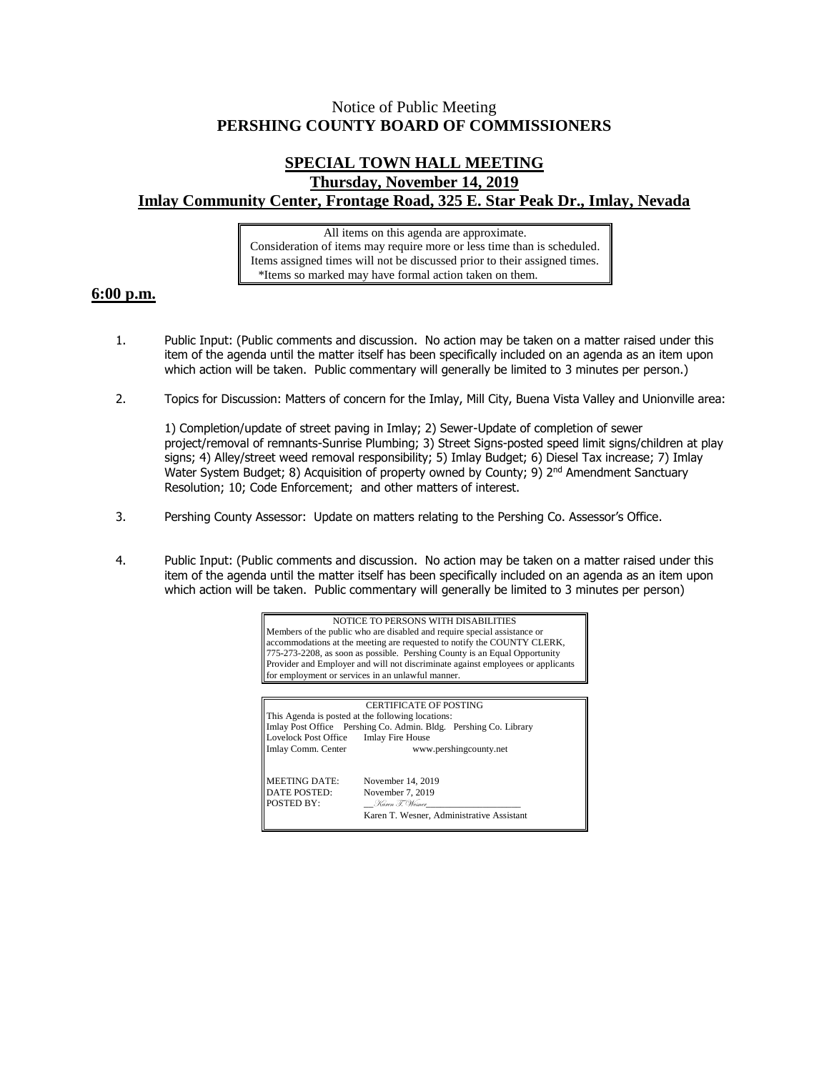Notice of Public Meeting
**PERSHING COUNTY BOARD OF COMMISSIONERS**

## SPECIAL TOWN HALL MEETING

**Thursday, November 14, 2019**

**Imlay Community Center, Frontage Road, 325 E. Star Peak Dr., Imlay, Nevada**

> All items on this agenda are approximate.
> Consideration of items may require more or less time than is scheduled.
> Items assigned times will not be discussed prior to their assigned times.
> *Items so marked may have formal action taken on them.

**6:00 p.m.**

1. Public Input: (Public comments and discussion. No action may be taken on a matter raised under this item of the agenda until the matter itself has been specifically included on an agenda as an item upon which action will be taken. Public commentary will generally be limited to 3 minutes per person.)

2. Topics for Discussion: Matters of concern for the Imlay, Mill City, Buena Vista Valley and Unionville area:

   1) Completion/update of street paving in Imlay; 2) Sewer-Update of completion of sewer project/removal of remnants-Sunrise Plumbing; 3) Street Signs-posted speed limit signs/children at play signs; 4) Alley/street weed removal responsibility; 5) Imlay Budget; 6) Diesel Tax increase; 7) Imlay Water System Budget; 8) Acquisition of property owned by County; 9) 2nd Amendment Sanctuary Resolution; 10; Code Enforcement; and other matters of interest.

3. Pershing County Assessor: Update on matters relating to the Pershing Co. Assessor's Office.

4. Public Input: (Public comments and discussion. No action may be taken on a matter raised under this item of the agenda until the matter itself has been specifically included on an agenda as an item upon which action will be taken. Public commentary will generally be limited to 3 minutes per person)

> NOTICE TO PERSONS WITH DISABILITIES
> Members of the public who are disabled and require special assistance or accommodations at the meeting are requested to notify the COUNTY CLERK, 775-273-2208, as soon as possible. Pershing County is an Equal Opportunity Provider and Employer and will not discriminate against employees or applicants for employment or services in an unlawful manner.

> CERTIFICATE OF POSTING
> This Agenda is posted at the following locations:
> Imlay Post Office Pershing Co. Admin. Bldg. Pershing Co. Library
> Lovelock Post Office Imlay Fire House
> Imlay Comm. Center www.pershingcounty.net
>
> MEETING DATE: November 14, 2019
> DATE POSTED: November 7, 2019
> POSTED BY: Karen T. Wesner
> Karen T. Wesner, Administrative Assistant